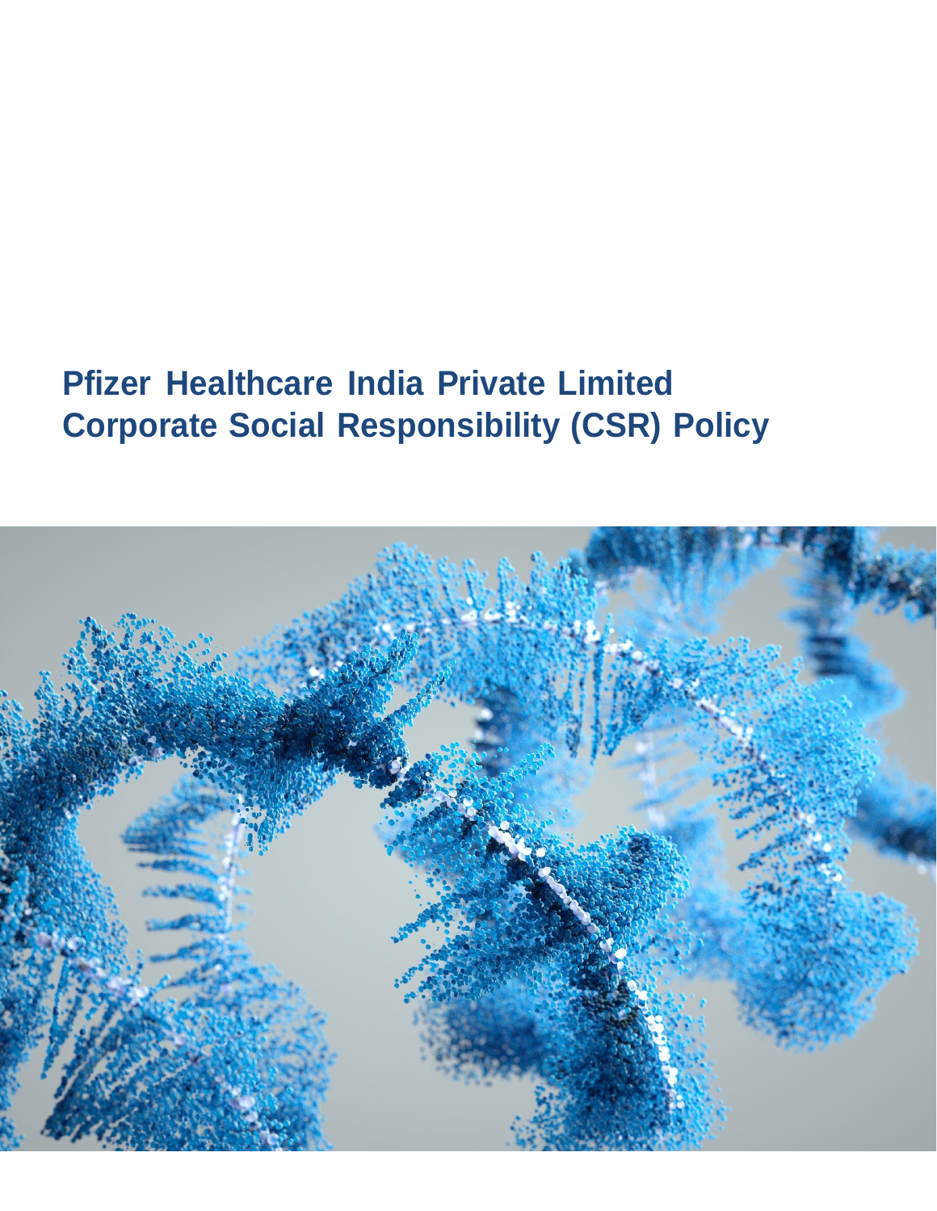# Pfizer Healthcare India Private Limited
# Corporate Social Responsibility (CSR) Policy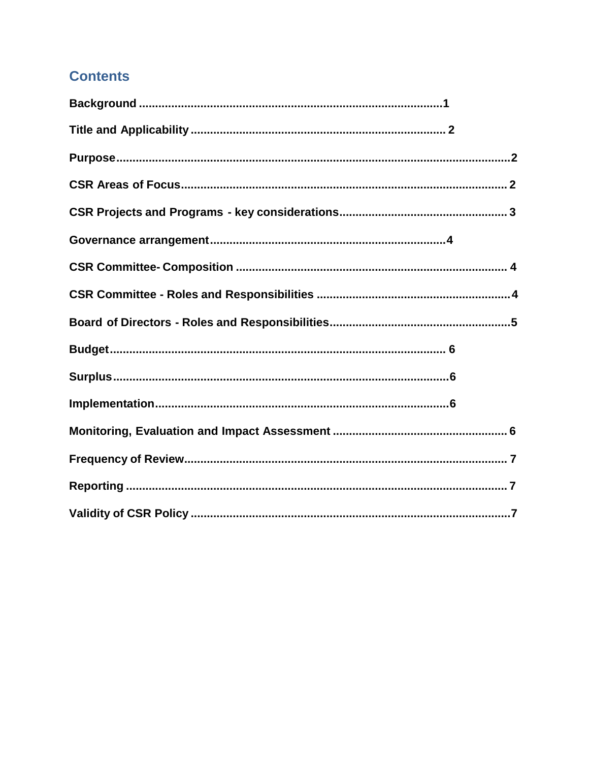## Contents

**Background** ..........................................................................................1

**Title and Applicability** ............................................................................ 2

**Purpose**........................................................................................................2

**CSR Areas of Focus**................................................................................... 2

**CSR Projects and Programs - key considerations**.................................................. 3

**Governance arrangement**.......................................................................4

**CSR Committee- Composition** .................................................................................. 4

**CSR Committee - Roles and Responsibilities** ...........................................................4

**Board of Directors - Roles and Responsibilities**.......................................................5

**Budget**........................................................................................ 6

**Surplus**........................................................................................6

**Implementation**..........................................................................................6

**Monitoring, Evaluation and Impact Assessment** ..................................................... 6

**Frequency of Review**.................................................................................. 7

**Reporting** ................................................................................................ 7

**Validity of CSR Policy** .................................................................................7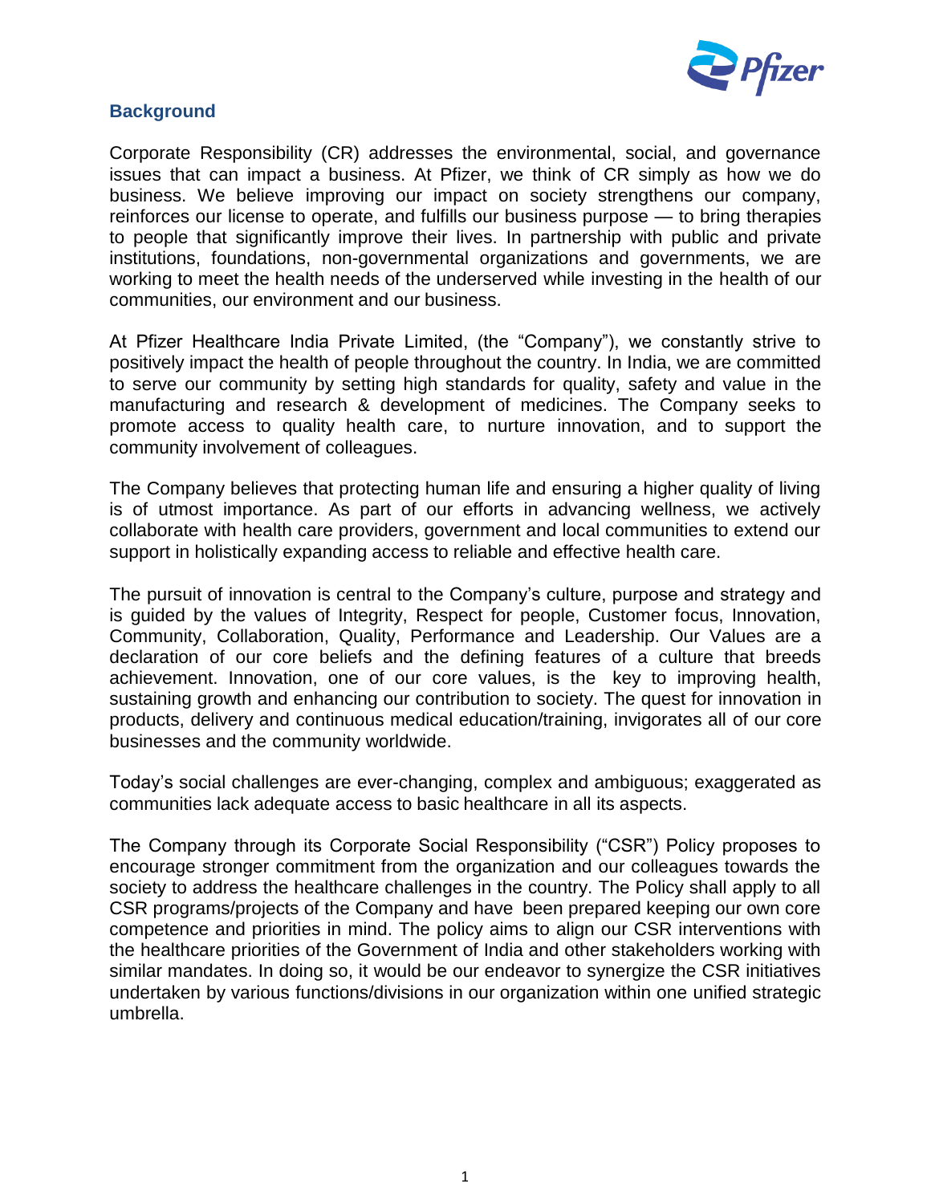## Background

Corporate Responsibility (CR) addresses the environmental, social, and governance issues that can impact a business. At Pfizer, we think of CR simply as how we do business. We believe improving our impact on society strengthens our company, reinforces our license to operate, and fulfills our business purpose — to bring therapies to people that significantly improve their lives. In partnership with public and private institutions, foundations, non-governmental organizations and governments, we are working to meet the health needs of the underserved while investing in the health of our communities, our environment and our business.

At Pfizer Healthcare India Private Limited, (the "Company"), we constantly strive to positively impact the health of people throughout the country. In India, we are committed to serve our community by setting high standards for quality, safety and value in the manufacturing and research & development of medicines. The Company seeks to promote access to quality health care, to nurture innovation, and to support the community involvement of colleagues.

The Company believes that protecting human life and ensuring a higher quality of living is of utmost importance. As part of our efforts in advancing wellness, we actively collaborate with health care providers, government and local communities to extend our support in holistically expanding access to reliable and effective health care.

The pursuit of innovation is central to the Company's culture, purpose and strategy and is guided by the values of Integrity, Respect for people, Customer focus, Innovation, Community, Collaboration, Quality, Performance and Leadership. Our Values are a declaration of our core beliefs and the defining features of a culture that breeds achievement. Innovation, one of our core values, is the key to improving health, sustaining growth and enhancing our contribution to society. The quest for innovation in products, delivery and continuous medical education/training, invigorates all of our core businesses and the community worldwide.

Today's social challenges are ever-changing, complex and ambiguous; exaggerated as communities lack adequate access to basic healthcare in all its aspects.

The Company through its Corporate Social Responsibility ("CSR") Policy proposes to encourage stronger commitment from the organization and our colleagues towards the society to address the healthcare challenges in the country. The Policy shall apply to all CSR programs/projects of the Company and have been prepared keeping our own core competence and priorities in mind. The policy aims to align our CSR interventions with the healthcare priorities of the Government of India and other stakeholders working with similar mandates. In doing so, it would be our endeavor to synergize the CSR initiatives undertaken by various functions/divisions in our organization within one unified strategic umbrella.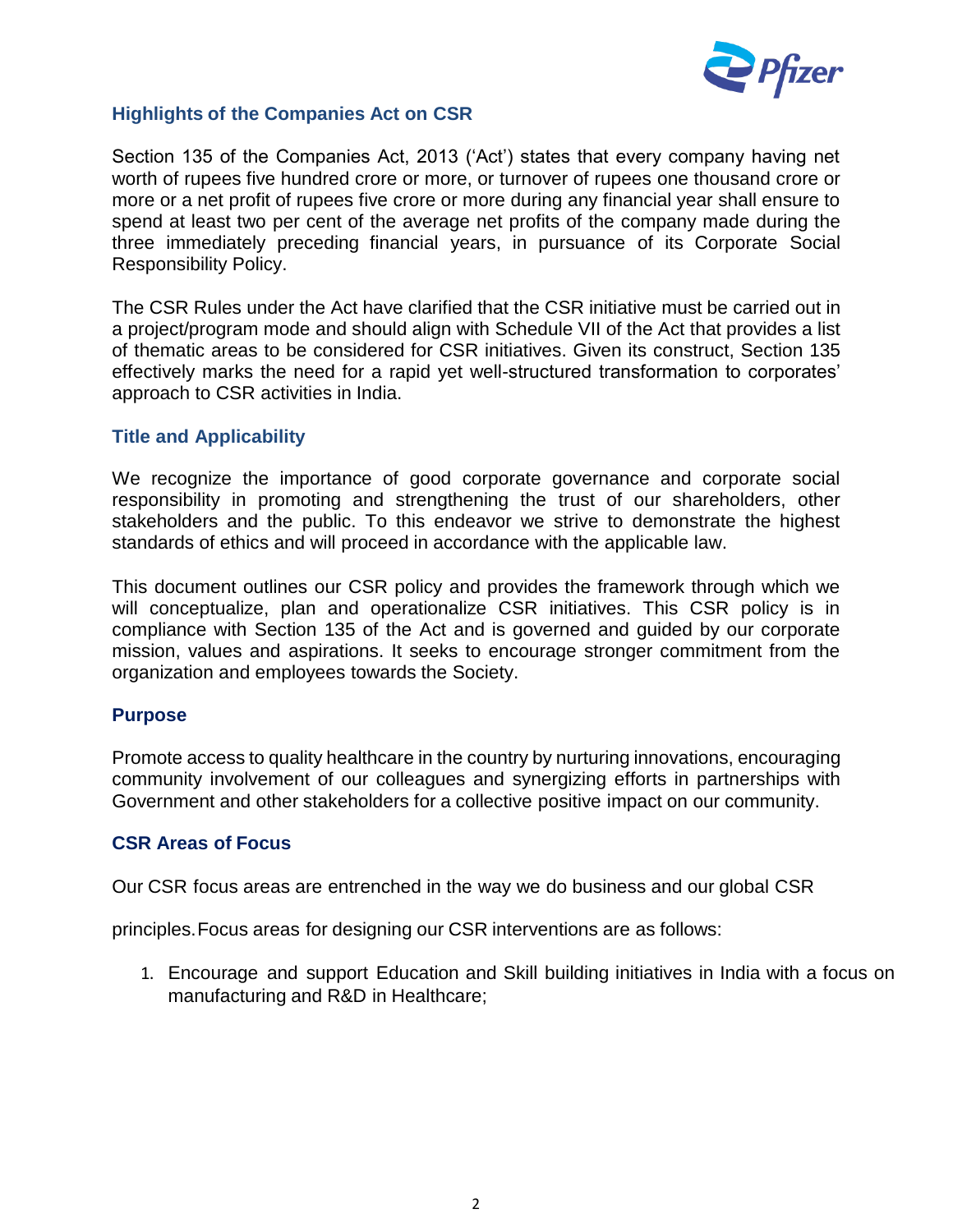## Highlights of the Companies Act on CSR

Section 135 of the Companies Act, 2013 ('Act') states that every company having net worth of rupees five hundred crore or more, or turnover of rupees one thousand crore or more or a net profit of rupees five crore or more during any financial year shall ensure to spend at least two per cent of the average net profits of the company made during the three immediately preceding financial years, in pursuance of its Corporate Social Responsibility Policy.

The CSR Rules under the Act have clarified that the CSR initiative must be carried out in a project/program mode and should align with Schedule VII of the Act that provides a list of thematic areas to be considered for CSR initiatives. Given its construct, Section 135 effectively marks the need for a rapid yet well-structured transformation to corporates' approach to CSR activities in India.

## Title and Applicability

We recognize the importance of good corporate governance and corporate social responsibility in promoting and strengthening the trust of our shareholders, other stakeholders and the public. To this endeavor we strive to demonstrate the highest standards of ethics and will proceed in accordance with the applicable law.

This document outlines our CSR policy and provides the framework through which we will conceptualize, plan and operationalize CSR initiatives. This CSR policy is in compliance with Section 135 of the Act and is governed and guided by our corporate mission, values and aspirations. It seeks to encourage stronger commitment from the organization and employees towards the Society.

## Purpose

Promote access to quality healthcare in the country by nurturing innovations, encouraging community involvement of our colleagues and synergizing efforts in partnerships with Government and other stakeholders for a collective positive impact on our community.

## CSR Areas of Focus

Our CSR focus areas are entrenched in the way we do business and our global CSR

principles. Focus areas for designing our CSR interventions are as follows:

1. Encourage and support Education and Skill building initiatives in India with a focus on manufacturing and R&D in Healthcare;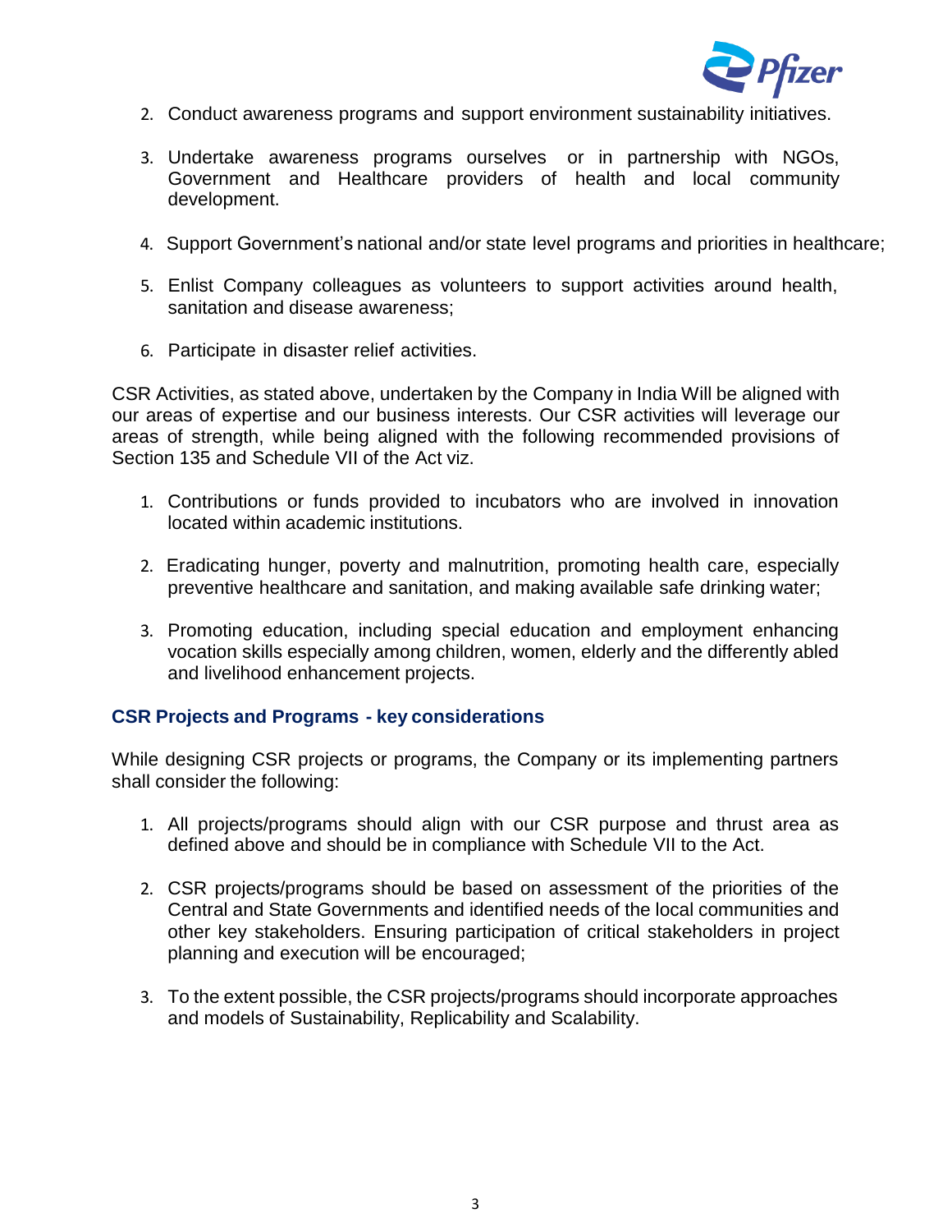2. Conduct awareness programs and support environment sustainability initiatives.

3. Undertake awareness programs ourselves or in partnership with NGOs, Government and Healthcare providers of health and local community development.

4. Support Government's national and/or state level programs and priorities in healthcare;

5. Enlist Company colleagues as volunteers to support activities around health, sanitation and disease awareness;

6. Participate in disaster relief activities.

CSR Activities, as stated above, undertaken by the Company in India Will be aligned with our areas of expertise and our business interests. Our CSR activities will leverage our areas of strength, while being aligned with the following recommended provisions of Section 135 and Schedule VII of the Act viz.

1. Contributions or funds provided to incubators who are involved in innovation located within academic institutions.

2. Eradicating hunger, poverty and malnutrition, promoting health care, especially preventive healthcare and sanitation, and making available safe drinking water;

3. Promoting education, including special education and employment enhancing vocation skills especially among children, women, elderly and the differently abled and livelihood enhancement projects.

## CSR Projects and Programs - key considerations

While designing CSR projects or programs, the Company or its implementing partners shall consider the following:

1. All projects/programs should align with our CSR purpose and thrust area as defined above and should be in compliance with Schedule VII to the Act.

2. CSR projects/programs should be based on assessment of the priorities of the Central and State Governments and identified needs of the local communities and other key stakeholders. Ensuring participation of critical stakeholders in project planning and execution will be encouraged;

3. To the extent possible, the CSR projects/programs should incorporate approaches and models of Sustainability, Replicability and Scalability.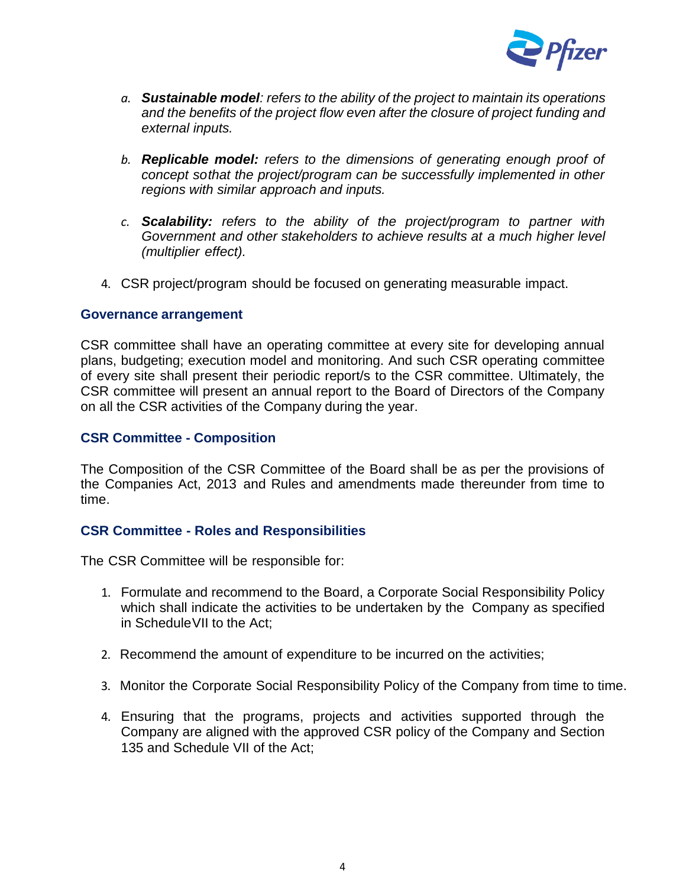a. ***Sustainable model****: refers to the ability of the project to maintain its operations and the benefits of the project flow even after the closure of project funding and external inputs.*

b. ***Replicable model:*** *refers to the dimensions of generating enough proof of concept sothat the project/program can be successfully implemented in other regions with similar approach and inputs.*

c. ***Scalability:*** *refers to the ability of the project/program to partner with Government and other stakeholders to achieve results at a much higher level (multiplier effect).*

4. CSR project/program should be focused on generating measurable impact.

### Governance arrangement

CSR committee shall have an operating committee at every site for developing annual plans, budgeting; execution model and monitoring. And such CSR operating committee of every site shall present their periodic report/s to the CSR committee. Ultimately, the CSR committee will present an annual report to the Board of Directors of the Company on all the CSR activities of the Company during the year.

### CSR Committee - Composition

The Composition of the CSR Committee of the Board shall be as per the provisions of the Companies Act, 2013 and Rules and amendments made thereunder from time to time.

### CSR Committee - Roles and Responsibilities

The CSR Committee will be responsible for:

1. Formulate and recommend to the Board, a Corporate Social Responsibility Policy which shall indicate the activities to be undertaken by the Company as specified in ScheduleVII to the Act;

2. Recommend the amount of expenditure to be incurred on the activities;

3. Monitor the Corporate Social Responsibility Policy of the Company from time to time.

4. Ensuring that the programs, projects and activities supported through the Company are aligned with the approved CSR policy of the Company and Section 135 and Schedule VII of the Act;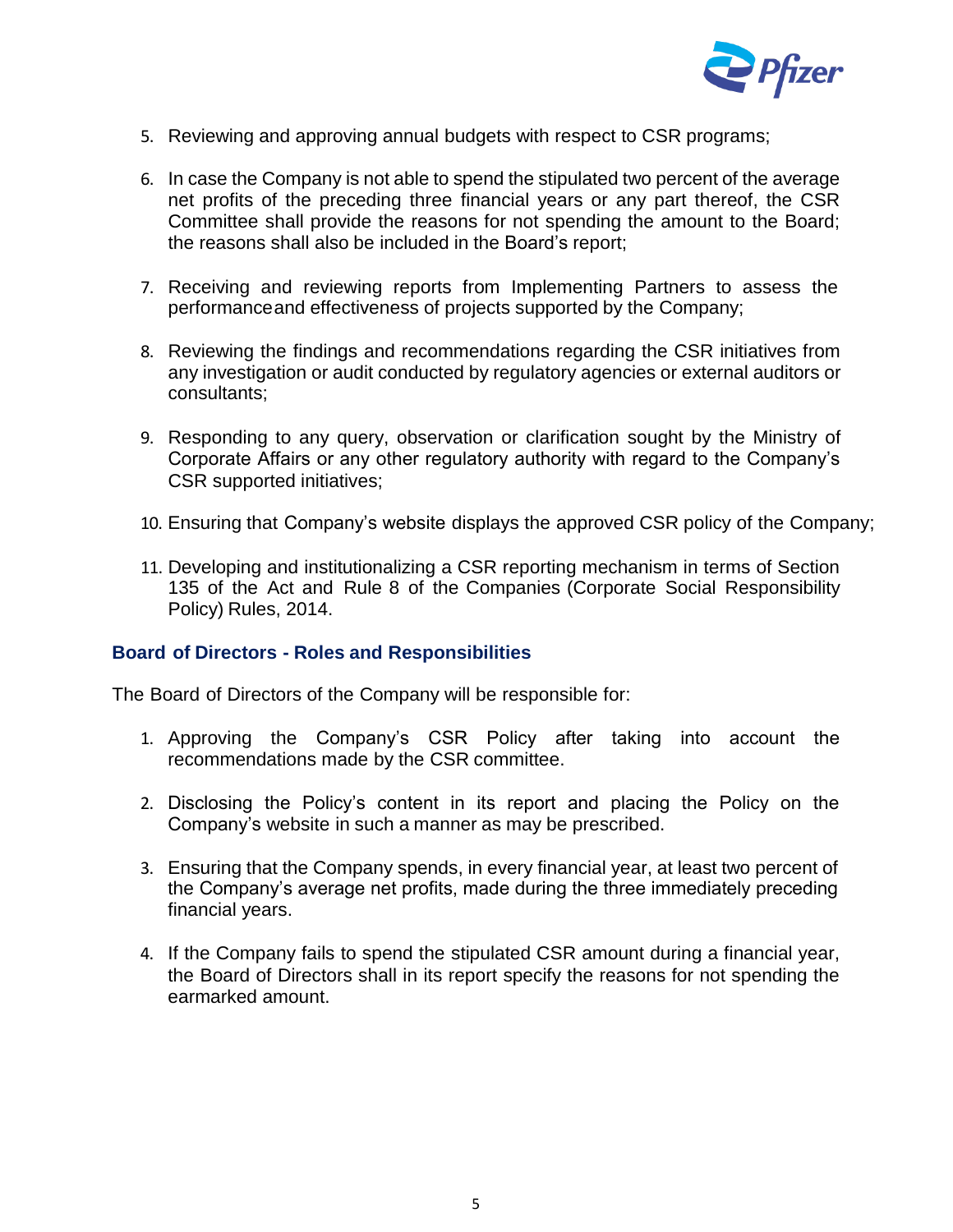5. Reviewing and approving annual budgets with respect to CSR programs;

6. In case the Company is not able to spend the stipulated two percent of the average net profits of the preceding three financial years or any part thereof, the CSR Committee shall provide the reasons for not spending the amount to the Board; the reasons shall also be included in the Board's report;

7. Receiving and reviewing reports from Implementing Partners to assess the performanceand effectiveness of projects supported by the Company;

8. Reviewing the findings and recommendations regarding the CSR initiatives from any investigation or audit conducted by regulatory agencies or external auditors or consultants;

9. Responding to any query, observation or clarification sought by the Ministry of Corporate Affairs or any other regulatory authority with regard to the Company's CSR supported initiatives;

10. Ensuring that Company's website displays the approved CSR policy of the Company;

11. Developing and institutionalizing a CSR reporting mechanism in terms of Section 135 of the Act and Rule 8 of the Companies (Corporate Social Responsibility Policy) Rules, 2014.

### Board of Directors - Roles and Responsibilities

The Board of Directors of the Company will be responsible for:

1. Approving the Company's CSR Policy after taking into account the recommendations made by the CSR committee.

2. Disclosing the Policy's content in its report and placing the Policy on the Company's website in such a manner as may be prescribed.

3. Ensuring that the Company spends, in every financial year, at least two percent of the Company's average net profits, made during the three immediately preceding financial years.

4. If the Company fails to spend the stipulated CSR amount during a financial year, the Board of Directors shall in its report specify the reasons for not spending the earmarked amount.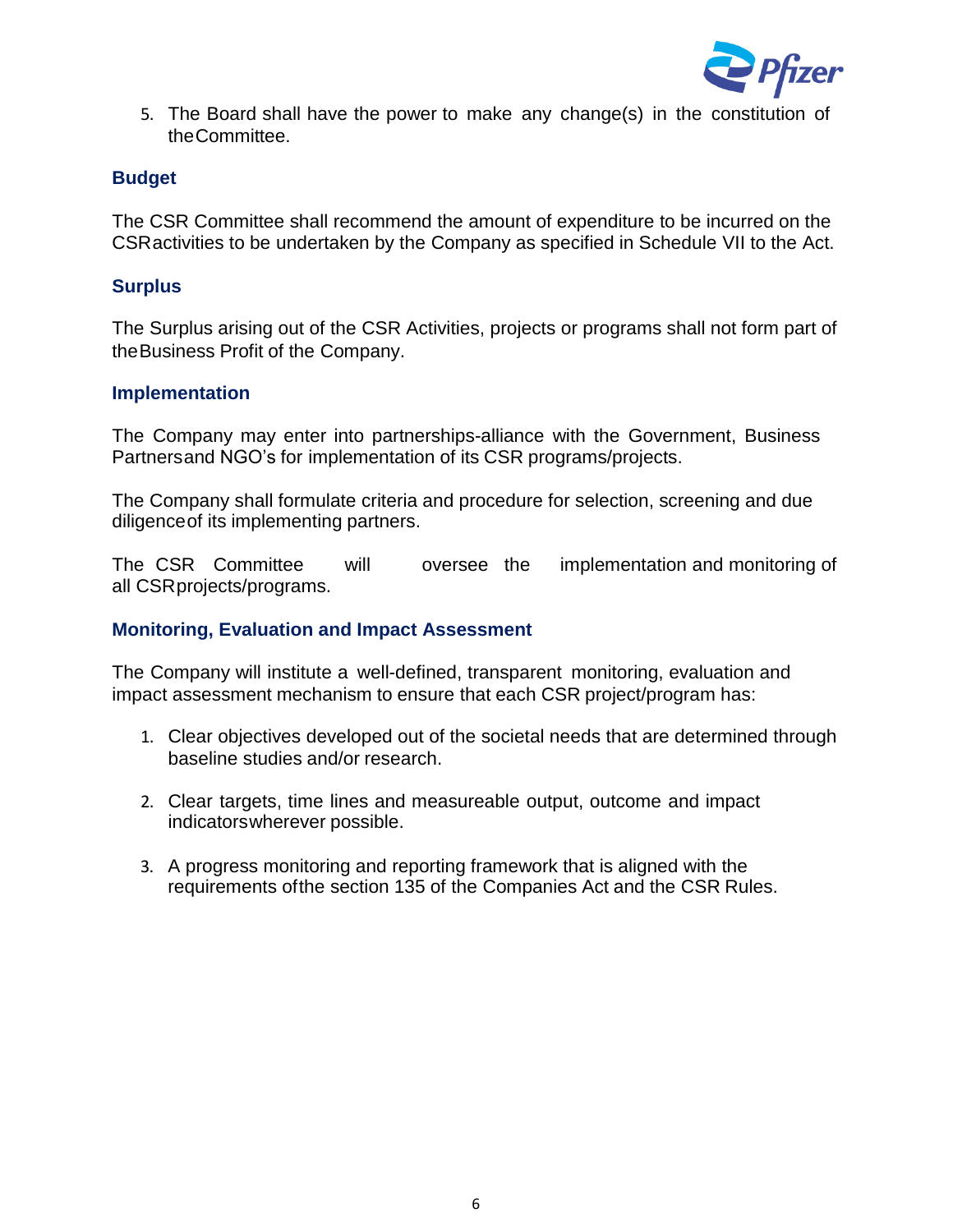5. The Board shall have the power to make any change(s) in the constitution of the Committee.

## Budget

The CSR Committee shall recommend the amount of expenditure to be incurred on the CSR activities to be undertaken by the Company as specified in Schedule VII to the Act.

## Surplus

The Surplus arising out of the CSR Activities, projects or programs shall not form part of the Business Profit of the Company.

## Implementation

The Company may enter into partnerships-alliance with the Government, Business Partners and NGO's for implementation of its CSR programs/projects.

The Company shall formulate criteria and procedure for selection, screening and due diligence of its implementing partners.

The CSR Committee will oversee the implementation and monitoring of all CSR projects/programs.

## Monitoring, Evaluation and Impact Assessment

The Company will institute a well-defined, transparent monitoring, evaluation and impact assessment mechanism to ensure that each CSR project/program has:

1. Clear objectives developed out of the societal needs that are determined through baseline studies and/or research.

2. Clear targets, time lines and measureable output, outcome and impact indicators wherever possible.

3. A progress monitoring and reporting framework that is aligned with the requirements of the section 135 of the Companies Act and the CSR Rules.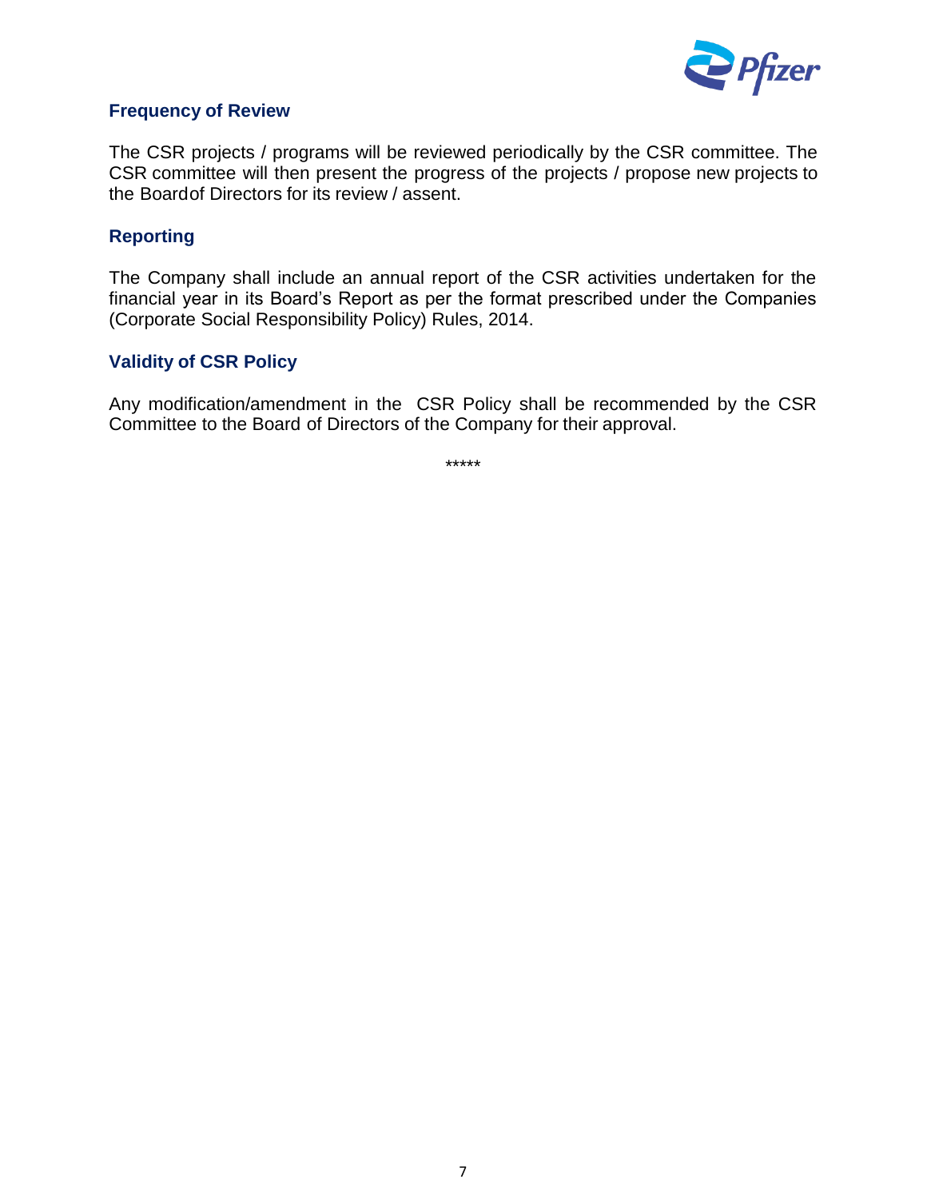## Frequency of Review

The CSR projects / programs will be reviewed periodically by the CSR committee. The CSR committee will then present the progress of the projects / propose new projects to the Board of Directors for its review / assent.

## Reporting

The Company shall include an annual report of the CSR activities undertaken for the financial year in its Board's Report as per the format prescribed under the Companies (Corporate Social Responsibility Policy) Rules, 2014.

## Validity of CSR Policy

Any modification/amendment in the CSR Policy shall be recommended by the CSR Committee to the Board of Directors of the Company for their approval.

*****